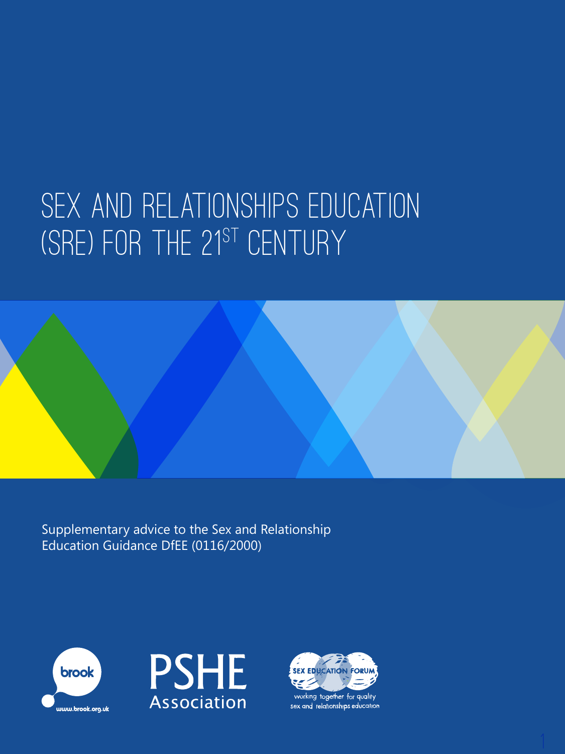# SEX AND RELATIONSHIPS EDUCATION (SRE) FOR THE 21ST CENTURY

Supplementary advice to the Sex and Relationship Education Guidance DfEE (0116/2000)

brook
www.brook.org.uk

PSHE Association

SEX EDUCATION FORUM
working together for quality sex and relationships education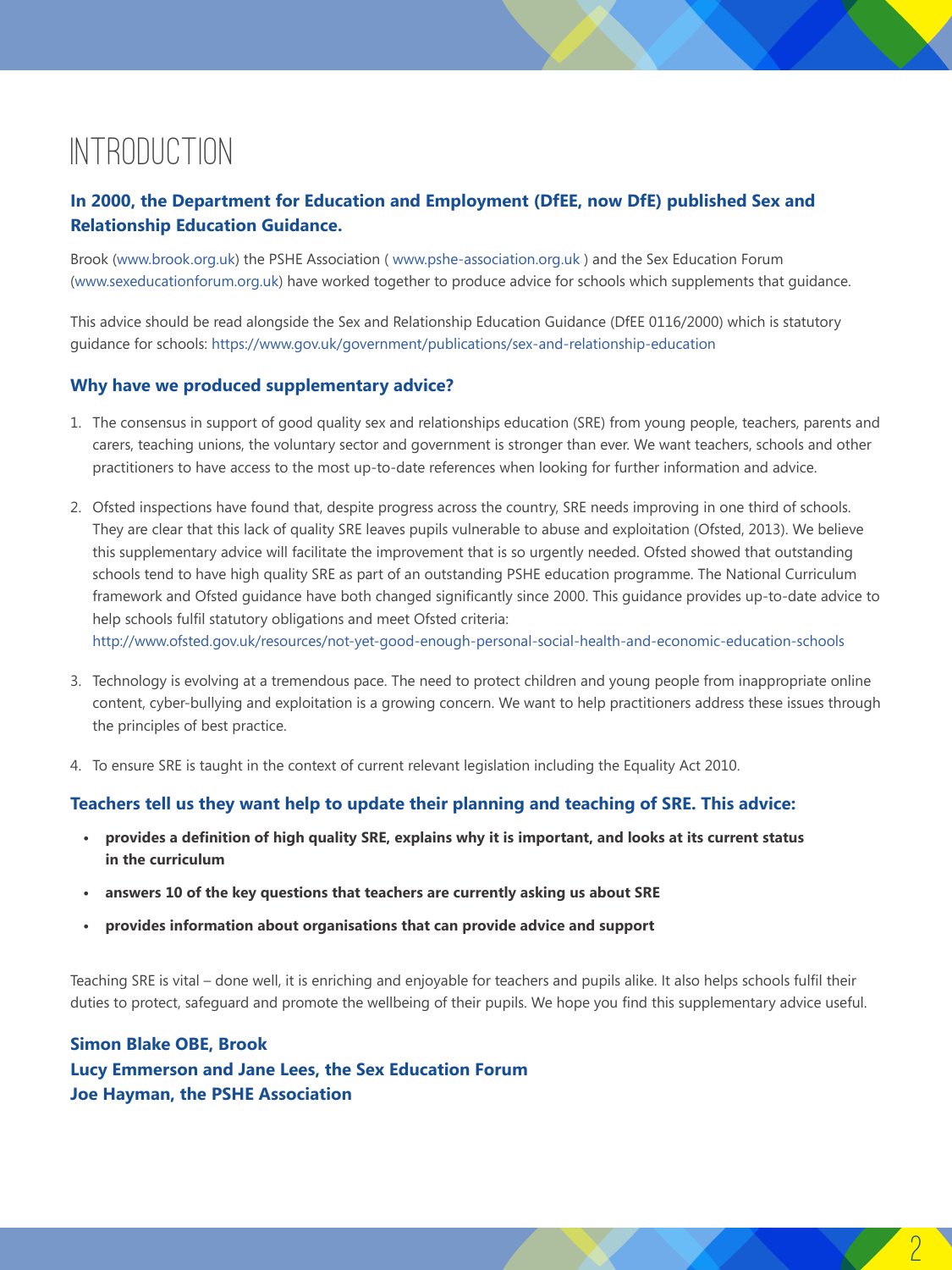# INTRODUCTION

**In 2000, the Department for Education and Employment (DfEE, now DfE) published Sex and Relationship Education Guidance.**

Brook (www.brook.org.uk) the PSHE Association ( www.pshe-association.org.uk ) and the Sex Education Forum (www.sexeducationforum.org.uk) have worked together to produce advice for schools which supplements that guidance.

This advice should be read alongside the Sex and Relationship Education Guidance (DfEE 0116/2000) which is statutory guidance for schools: https://www.gov.uk/government/publications/sex-and-relationship-education

### Why have we produced supplementary advice?

1. The consensus in support of good quality sex and relationships education (SRE) from young people, teachers, parents and carers, teaching unions, the voluntary sector and government is stronger than ever. We want teachers, schools and other practitioners to have access to the most up-to-date references when looking for further information and advice.

2. Ofsted inspections have found that, despite progress across the country, SRE needs improving in one third of schools. They are clear that this lack of quality SRE leaves pupils vulnerable to abuse and exploitation (Ofsted, 2013). We believe this supplementary advice will facilitate the improvement that is so urgently needed. Ofsted showed that outstanding schools tend to have high quality SRE as part of an outstanding PSHE education programme. The National Curriculum framework and Ofsted guidance have both changed significantly since 2000. This guidance provides up-to-date advice to help schools fulfil statutory obligations and meet Ofsted criteria:
   http://www.ofsted.gov.uk/resources/not-yet-good-enough-personal-social-health-and-economic-education-schools

3. Technology is evolving at a tremendous pace. The need to protect children and young people from inappropriate online content, cyber-bullying and exploitation is a growing concern. We want to help practitioners address these issues through the principles of best practice.

4. To ensure SRE is taught in the context of current relevant legislation including the Equality Act 2010.

### Teachers tell us they want help to update their planning and teaching of SRE. This advice:

- **provides a definition of high quality SRE, explains why it is important, and looks at its current status in the curriculum**
- **answers 10 of the key questions that teachers are currently asking us about SRE**
- **provides information about organisations that can provide advice and support**

Teaching SRE is vital – done well, it is enriching and enjoyable for teachers and pupils alike. It also helps schools fulfil their duties to protect, safeguard and promote the wellbeing of their pupils. We hope you find this supplementary advice useful.

**Simon Blake OBE, Brook**
**Lucy Emmerson and Jane Lees, the Sex Education Forum**
**Joe Hayman, the PSHE Association**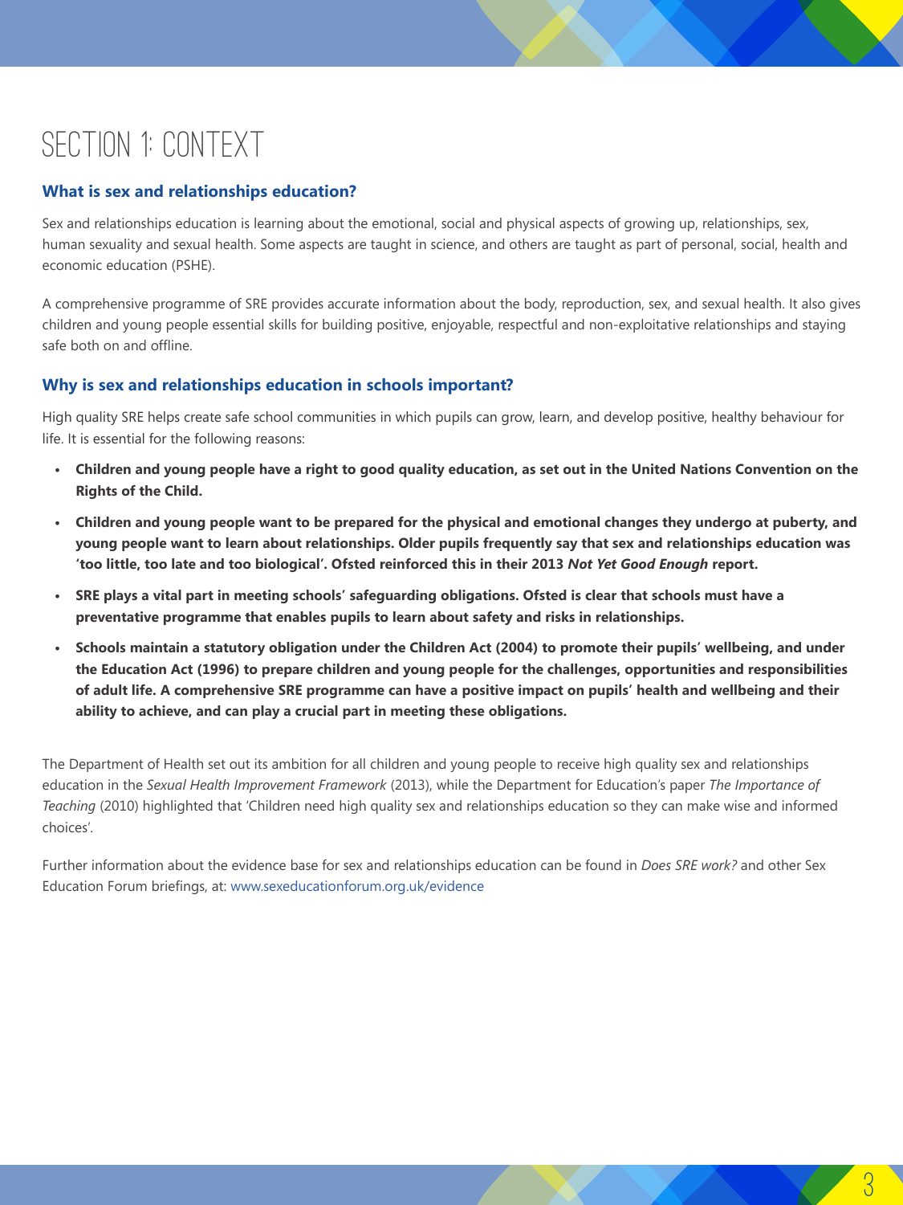# SECTION 1: CONTEXT

### What is sex and relationships education?

Sex and relationships education is learning about the emotional, social and physical aspects of growing up, relationships, sex, human sexuality and sexual health. Some aspects are taught in science, and others are taught as part of personal, social, health and economic education (PSHE).

A comprehensive programme of SRE provides accurate information about the body, reproduction, sex, and sexual health. It also gives children and young people essential skills for building positive, enjoyable, respectful and non-exploitative relationships and staying safe both on and offline.

### Why is sex and relationships education in schools important?

High quality SRE helps create safe school communities in which pupils can grow, learn, and develop positive, healthy behaviour for life. It is essential for the following reasons:

- **Children and young people have a right to good quality education, as set out in the United Nations Convention on the Rights of the Child.**
- **Children and young people want to be prepared for the physical and emotional changes they undergo at puberty, and young people want to learn about relationships. Older pupils frequently say that sex and relationships education was 'too little, too late and too biological'. Ofsted reinforced this in their 2013 *Not Yet Good Enough* report.**
- **SRE plays a vital part in meeting schools' safeguarding obligations. Ofsted is clear that schools must have a preventative programme that enables pupils to learn about safety and risks in relationships.**
- **Schools maintain a statutory obligation under the Children Act (2004) to promote their pupils' wellbeing, and under the Education Act (1996) to prepare children and young people for the challenges, opportunities and responsibilities of adult life. A comprehensive SRE programme can have a positive impact on pupils' health and wellbeing and their ability to achieve, and can play a crucial part in meeting these obligations.**

The Department of Health set out its ambition for all children and young people to receive high quality sex and relationships education in the *Sexual Health Improvement Framework* (2013), while the Department for Education's paper *The Importance of Teaching* (2010) highlighted that 'Children need high quality sex and relationships education so they can make wise and informed choices'.

Further information about the evidence base for sex and relationships education can be found in *Does SRE work?* and other Sex Education Forum briefings, at: www.sexeducationforum.org.uk/evidence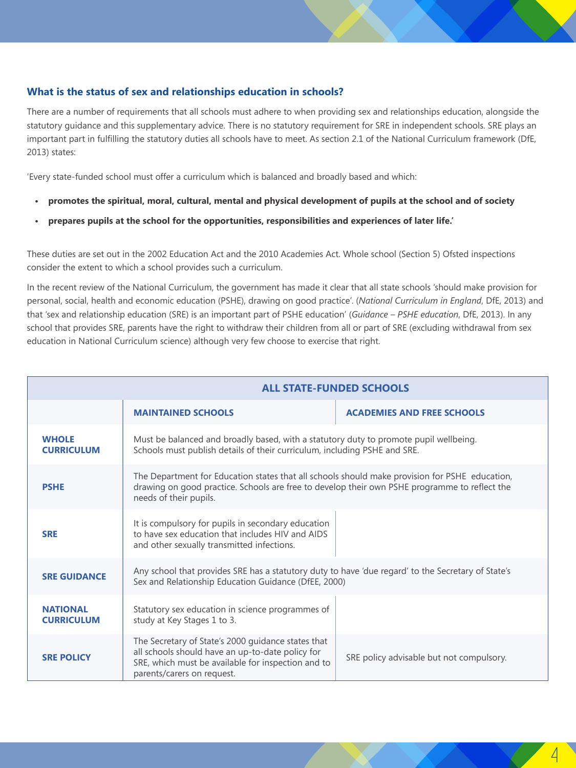### What is the status of sex and relationships education in schools?

There are a number of requirements that all schools must adhere to when providing sex and relationships education, alongside the statutory guidance and this supplementary advice. There is no statutory requirement for SRE in independent schools. SRE plays an important part in fulfilling the statutory duties all schools have to meet. As section 2.1 of the National Curriculum framework (DfE, 2013) states:

'Every state-funded school must offer a curriculum which is balanced and broadly based and which:

- **promotes the spiritual, moral, cultural, mental and physical development of pupils at the school and of society**
- **prepares pupils at the school for the opportunities, responsibilities and experiences of later life.'**

These duties are set out in the 2002 Education Act and the 2010 Academies Act. Whole school (Section 5) Ofsted inspections consider the extent to which a school provides such a curriculum.

In the recent review of the National Curriculum, the government has made it clear that all state schools 'should make provision for personal, social, health and economic education (PSHE), drawing on good practice'. (*National Curriculum in England*, DfE, 2013) and that 'sex and relationship education (SRE) is an important part of PSHE education' (*Guidance – PSHE education*, DfE, 2013). In any school that provides SRE, parents have the right to withdraw their children from all or part of SRE (excluding withdrawal from sex education in National Curriculum science) although very few choose to exercise that right.

| | ALL STATE-FUNDED SCHOOLS | |
|---|---|---|
| | **MAINTAINED SCHOOLS** | **ACADEMIES AND FREE SCHOOLS** |
| **WHOLE CURRICULUM** | Must be balanced and broadly based, with a statutory duty to promote pupil wellbeing. Schools must publish details of their curriculum, including PSHE and SRE. | |
| **PSHE** | The Department for Education states that all schools should make provision for PSHE education, drawing on good practice. Schools are free to develop their own PSHE programme to reflect the needs of their pupils. | |
| **SRE** | It is compulsory for pupils in secondary education to have sex education that includes HIV and AIDS and other sexually transmitted infections. | |
| **SRE GUIDANCE** | Any school that provides SRE has a statutory duty to have 'due regard' to the Secretary of State's Sex and Relationship Education Guidance (DfEE, 2000) | |
| **NATIONAL CURRICULUM** | Statutory sex education in science programmes of study at Key Stages 1 to 3. | |
| **SRE POLICY** | The Secretary of State's 2000 guidance states that all schools should have an up-to-date policy for SRE, which must be available for inspection and to parents/carers on request. | SRE policy advisable but not compulsory. |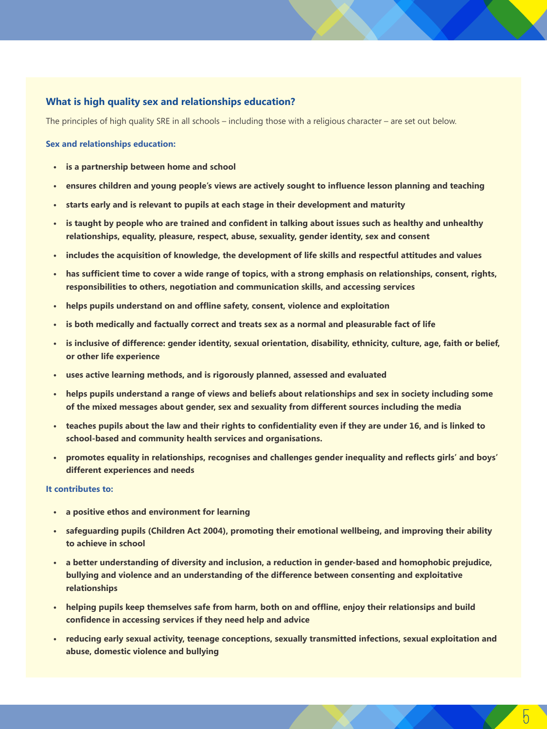## What is high quality sex and relationships education?

The principles of high quality SRE in all schools – including those with a religious character – are set out below.

### Sex and relationships education:

- **is a partnership between home and school**
- **ensures children and young people's views are actively sought to influence lesson planning and teaching**
- **starts early and is relevant to pupils at each stage in their development and maturity**
- **is taught by people who are trained and confident in talking about issues such as healthy and unhealthy relationships, equality, pleasure, respect, abuse, sexuality, gender identity, sex and consent**
- **includes the acquisition of knowledge, the development of life skills and respectful attitudes and values**
- **has sufficient time to cover a wide range of topics, with a strong emphasis on relationships, consent, rights, responsibilities to others, negotiation and communication skills, and accessing services**
- **helps pupils understand on and offline safety, consent, violence and exploitation**
- **is both medically and factually correct and treats sex as a normal and pleasurable fact of life**
- **is inclusive of difference: gender identity, sexual orientation, disability, ethnicity, culture, age, faith or belief, or other life experience**
- **uses active learning methods, and is rigorously planned, assessed and evaluated**
- **helps pupils understand a range of views and beliefs about relationships and sex in society including some of the mixed messages about gender, sex and sexuality from different sources including the media**
- **teaches pupils about the law and their rights to confidentiality even if they are under 16, and is linked to school-based and community health services and organisations.**
- **promotes equality in relationships, recognises and challenges gender inequality and reflects girls' and boys' different experiences and needs**

### It contributes to:

- **a positive ethos and environment for learning**
- **safeguarding pupils (Children Act 2004), promoting their emotional wellbeing, and improving their ability to achieve in school**
- **a better understanding of diversity and inclusion, a reduction in gender-based and homophobic prejudice, bullying and violence and an understanding of the difference between consenting and exploitative relationships**
- **helping pupils keep themselves safe from harm, both on and offline, enjoy their relationsips and build confidence in accessing services if they need help and advice**
- **reducing early sexual activity, teenage conceptions, sexually transmitted infections, sexual exploitation and abuse, domestic violence and bullying**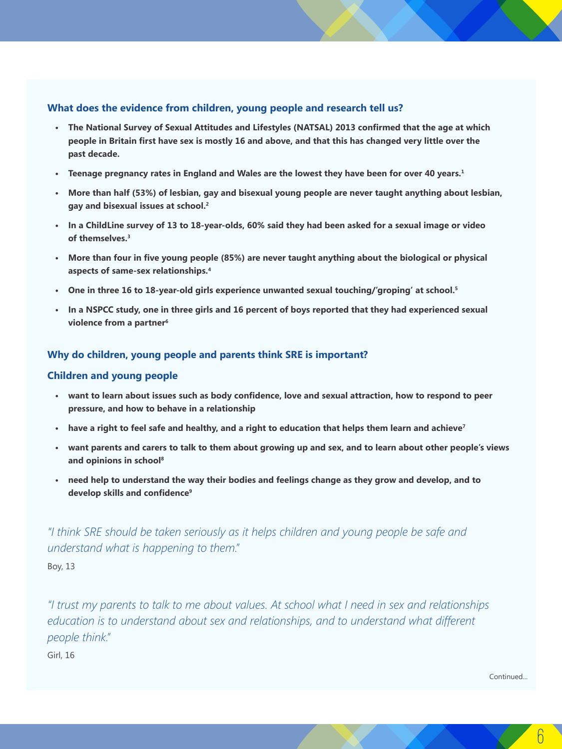### What does the evidence from children, young people and research tell us?

- **The National Survey of Sexual Attitudes and Lifestyles (NATSAL) 2013 confirmed that the age at which people in Britain first have sex is mostly 16 and above, and that this has changed very little over the past decade.**
- **Teenage pregnancy rates in England and Wales are the lowest they have been for over 40 years.[1]**
- **More than half (53%) of lesbian, gay and bisexual young people are never taught anything about lesbian, gay and bisexual issues at school.[2]**
- **In a ChildLine survey of 13 to 18-year-olds, 60% said they had been asked for a sexual image or video of themselves.[3]**
- **More than four in five young people (85%) are never taught anything about the biological or physical aspects of same-sex relationships.[4]**
- **One in three 16 to 18-year-old girls experience unwanted sexual touching/'groping' at school.[5]**
- **In a NSPCC study, one in three girls and 16 percent of boys reported that they had experienced sexual violence from a partner[6]**

### Why do children, young people and parents think SRE is important?

### Children and young people

- **want to learn about issues such as body confidence, love and sexual attraction, how to respond to peer pressure, and how to behave in a relationship**
- **have a right to feel safe and healthy, and a right to education that helps them learn and achieve[7]**
- **want parents and carers to talk to them about growing up and sex, and to learn about other people's views and opinions in school[8]**
- **need help to understand the way their bodies and feelings change as they grow and develop, and to develop skills and confidence[9]**

*"I think SRE should be taken seriously as it helps children and young people be safe and understand what is happening to them."*

Boy, 13

*"I trust my parents to talk to me about values. At school what I need in sex and relationships education is to understand about sex and relationships, and to understand what different people think."*

Girl, 16

Continued...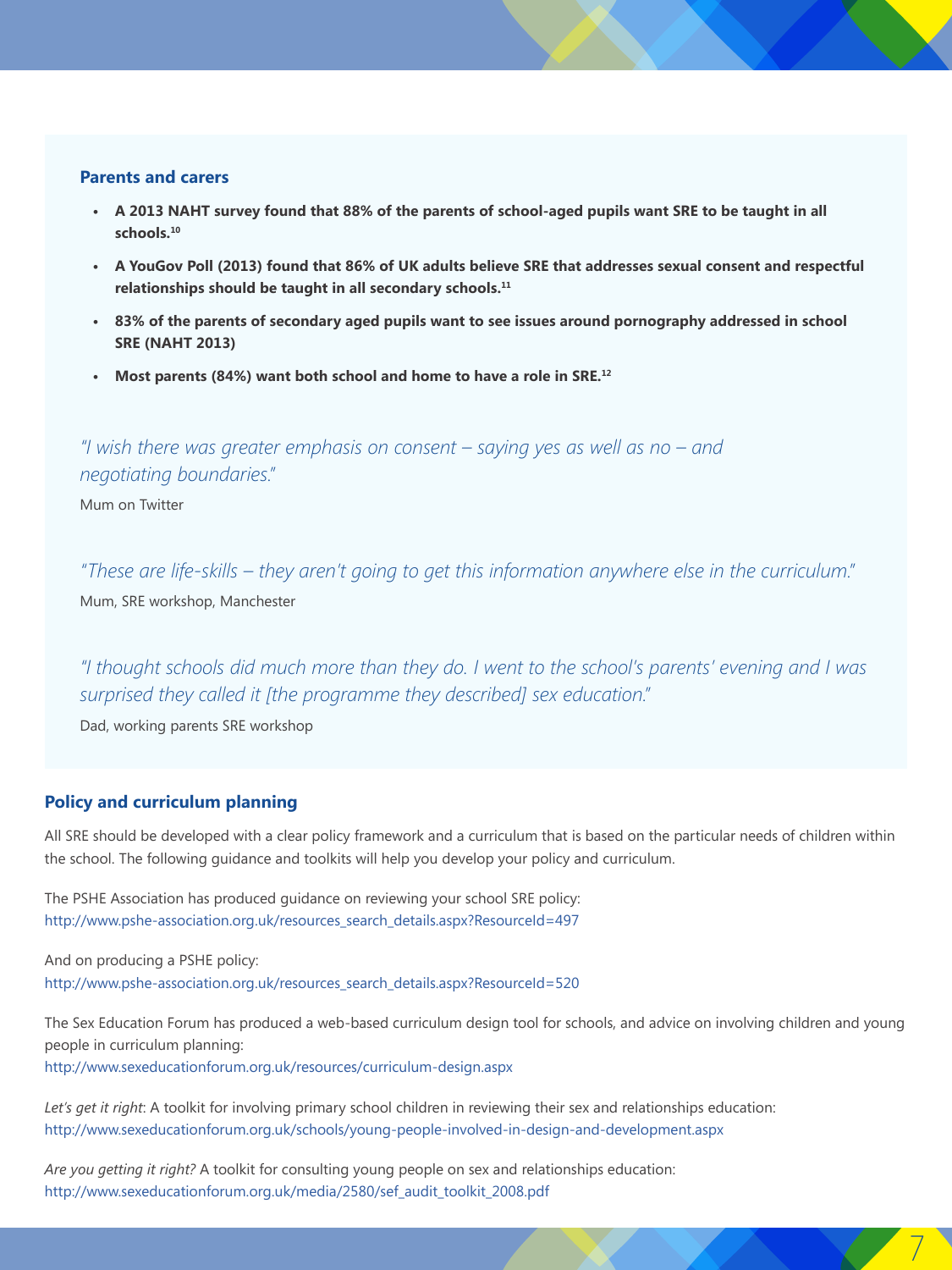### Parents and carers

- **A 2013 NAHT survey found that 88% of the parents of school-aged pupils want SRE to be taught in all schools.[10]**
- **A YouGov Poll (2013) found that 86% of UK adults believe SRE that addresses sexual consent and respectful relationships should be taught in all secondary schools.[11]**
- **83% of the parents of secondary aged pupils want to see issues around pornography addressed in school SRE (NAHT 2013)**
- **Most parents (84%) want both school and home to have a role in SRE.[12]**

*"I wish there was greater emphasis on consent – saying yes as well as no – and negotiating boundaries."*

Mum on Twitter

*"These are life-skills – they aren't going to get this information anywhere else in the curriculum."*

Mum, SRE workshop, Manchester

*"I thought schools did much more than they do. I went to the school's parents' evening and I was surprised they called it [the programme they described] sex education."*

Dad, working parents SRE workshop

### Policy and curriculum planning

All SRE should be developed with a clear policy framework and a curriculum that is based on the particular needs of children within the school. The following guidance and toolkits will help you develop your policy and curriculum.

The PSHE Association has produced guidance on reviewing your school SRE policy:
http://www.pshe-association.org.uk/resources_search_details.aspx?ResourceId=497

And on producing a PSHE policy:
http://www.pshe-association.org.uk/resources_search_details.aspx?ResourceId=520

The Sex Education Forum has produced a web-based curriculum design tool for schools, and advice on involving children and young people in curriculum planning:
http://www.sexeducationforum.org.uk/resources/curriculum-design.aspx

*Let's get it right*: A toolkit for involving primary school children in reviewing their sex and relationships education:
http://www.sexeducationforum.org.uk/schools/young-people-involved-in-design-and-development.aspx

*Are you getting it right?* A toolkit for consulting young people on sex and relationships education:
http://www.sexeducationforum.org.uk/media/2580/sef_audit_toolkit_2008.pdf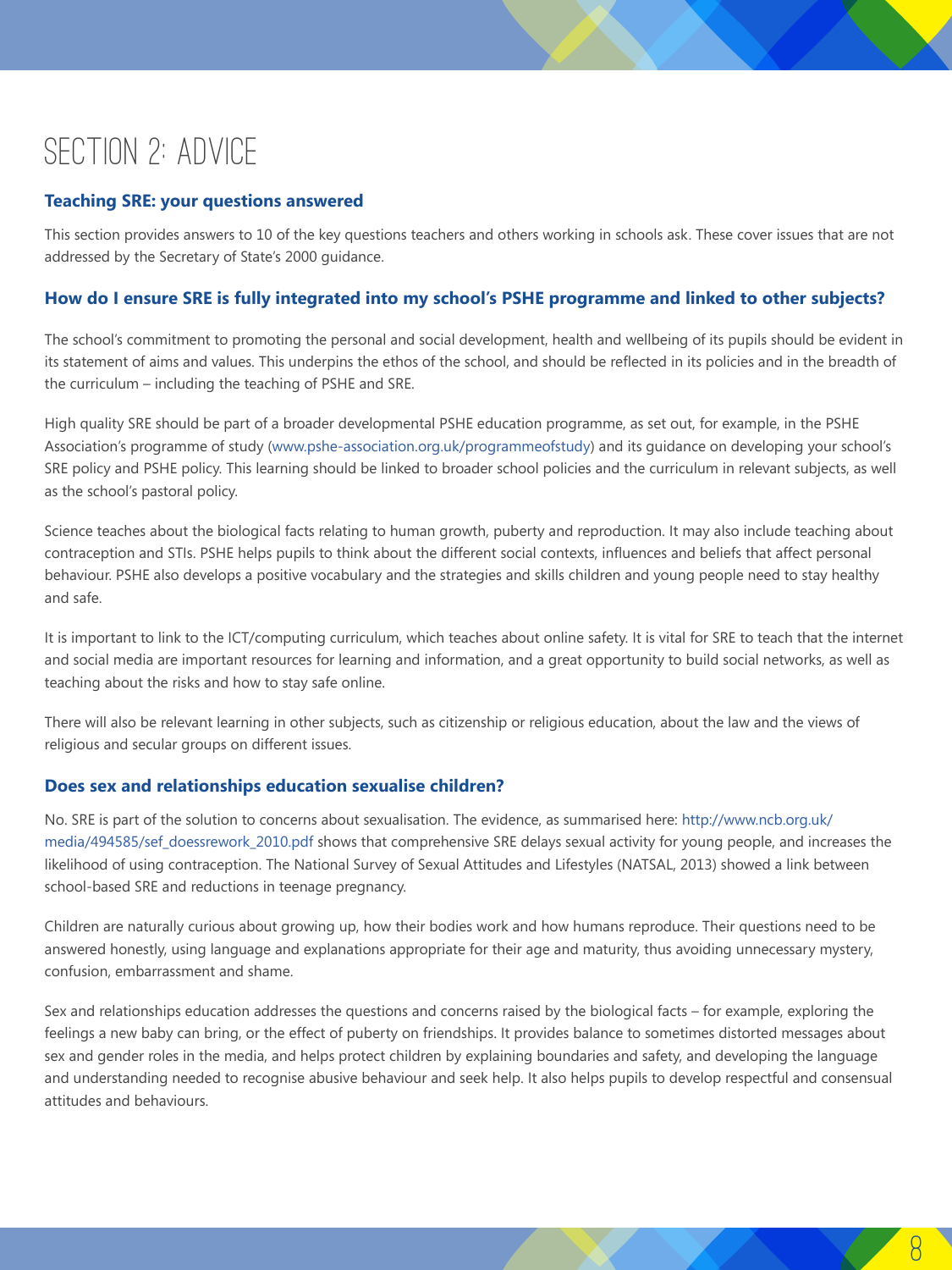# SECTION 2: ADVICE

### Teaching SRE: your questions answered

This section provides answers to 10 of the key questions teachers and others working in schools ask. These cover issues that are not addressed by the Secretary of State's 2000 guidance.

### How do I ensure SRE is fully integrated into my school's PSHE programme and linked to other subjects?

The school's commitment to promoting the personal and social development, health and wellbeing of its pupils should be evident in its statement of aims and values. This underpins the ethos of the school, and should be reflected in its policies and in the breadth of the curriculum – including the teaching of PSHE and SRE.

High quality SRE should be part of a broader developmental PSHE education programme, as set out, for example, in the PSHE Association's programme of study (www.pshe-association.org.uk/programmeofstudy) and its guidance on developing your school's SRE policy and PSHE policy. This learning should be linked to broader school policies and the curriculum in relevant subjects, as well as the school's pastoral policy.

Science teaches about the biological facts relating to human growth, puberty and reproduction. It may also include teaching about contraception and STIs. PSHE helps pupils to think about the different social contexts, influences and beliefs that affect personal behaviour. PSHE also develops a positive vocabulary and the strategies and skills children and young people need to stay healthy and safe.

It is important to link to the ICT/computing curriculum, which teaches about online safety. It is vital for SRE to teach that the internet and social media are important resources for learning and information, and a great opportunity to build social networks, as well as teaching about the risks and how to stay safe online.

There will also be relevant learning in other subjects, such as citizenship or religious education, about the law and the views of religious and secular groups on different issues.

### Does sex and relationships education sexualise children?

No. SRE is part of the solution to concerns about sexualisation. The evidence, as summarised here: http://www.ncb.org.uk/media/494585/sef_doessrework_2010.pdf shows that comprehensive SRE delays sexual activity for young people, and increases the likelihood of using contraception. The National Survey of Sexual Attitudes and Lifestyles (NATSAL, 2013) showed a link between school-based SRE and reductions in teenage pregnancy.

Children are naturally curious about growing up, how their bodies work and how humans reproduce. Their questions need to be answered honestly, using language and explanations appropriate for their age and maturity, thus avoiding unnecessary mystery, confusion, embarrassment and shame.

Sex and relationships education addresses the questions and concerns raised by the biological facts – for example, exploring the feelings a new baby can bring, or the effect of puberty on friendships. It provides balance to sometimes distorted messages about sex and gender roles in the media, and helps protect children by explaining boundaries and safety, and developing the language and understanding needed to recognise abusive behaviour and seek help. It also helps pupils to develop respectful and consensual attitudes and behaviours.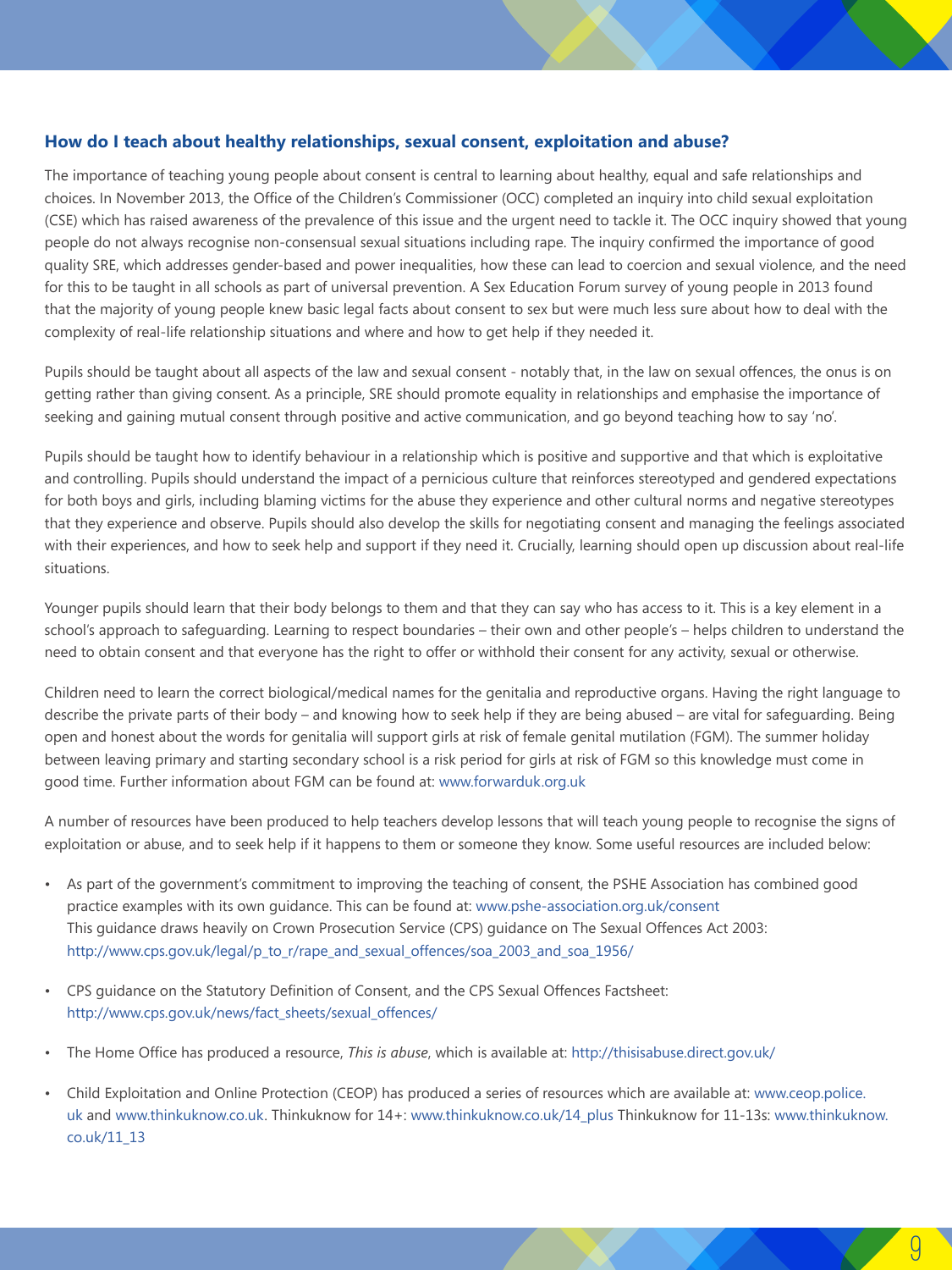### How do I teach about healthy relationships, sexual consent, exploitation and abuse?

The importance of teaching young people about consent is central to learning about healthy, equal and safe relationships and choices. In November 2013, the Office of the Children's Commissioner (OCC) completed an inquiry into child sexual exploitation (CSE) which has raised awareness of the prevalence of this issue and the urgent need to tackle it. The OCC inquiry showed that young people do not always recognise non-consensual sexual situations including rape. The inquiry confirmed the importance of good quality SRE, which addresses gender-based and power inequalities, how these can lead to coercion and sexual violence, and the need for this to be taught in all schools as part of universal prevention. A Sex Education Forum survey of young people in 2013 found that the majority of young people knew basic legal facts about consent to sex but were much less sure about how to deal with the complexity of real-life relationship situations and where and how to get help if they needed it.

Pupils should be taught about all aspects of the law and sexual consent - notably that, in the law on sexual offences, the onus is on getting rather than giving consent. As a principle, SRE should promote equality in relationships and emphasise the importance of seeking and gaining mutual consent through positive and active communication, and go beyond teaching how to say 'no'.

Pupils should be taught how to identify behaviour in a relationship which is positive and supportive and that which is exploitative and controlling. Pupils should understand the impact of a pernicious culture that reinforces stereotyped and gendered expectations for both boys and girls, including blaming victims for the abuse they experience and other cultural norms and negative stereotypes that they experience and observe. Pupils should also develop the skills for negotiating consent and managing the feelings associated with their experiences, and how to seek help and support if they need it. Crucially, learning should open up discussion about real-life situations.

Younger pupils should learn that their body belongs to them and that they can say who has access to it. This is a key element in a school's approach to safeguarding. Learning to respect boundaries – their own and other people's – helps children to understand the need to obtain consent and that everyone has the right to offer or withhold their consent for any activity, sexual or otherwise.

Children need to learn the correct biological/medical names for the genitalia and reproductive organs. Having the right language to describe the private parts of their body – and knowing how to seek help if they are being abused – are vital for safeguarding. Being open and honest about the words for genitalia will support girls at risk of female genital mutilation (FGM). The summer holiday between leaving primary and starting secondary school is a risk period for girls at risk of FGM so this knowledge must come in good time. Further information about FGM can be found at: www.forwarduk.org.uk

A number of resources have been produced to help teachers develop lessons that will teach young people to recognise the signs of exploitation or abuse, and to seek help if it happens to them or someone they know. Some useful resources are included below:

- As part of the government's commitment to improving the teaching of consent, the PSHE Association has combined good practice examples with its own guidance. This can be found at: www.pshe-association.org.uk/consent
  This guidance draws heavily on Crown Prosecution Service (CPS) guidance on The Sexual Offences Act 2003: http://www.cps.gov.uk/legal/p_to_r/rape_and_sexual_offences/soa_2003_and_soa_1956/

- CPS guidance on the Statutory Definition of Consent, and the CPS Sexual Offences Factsheet: http://www.cps.gov.uk/news/fact_sheets/sexual_offences/

- The Home Office has produced a resource, *This is abuse*, which is available at: http://thisisabuse.direct.gov.uk/

- Child Exploitation and Online Protection (CEOP) has produced a series of resources which are available at: www.ceop.police.uk and www.thinkuknow.co.uk. Thinkuknow for 14+: www.thinkuknow.co.uk/14_plus Thinkuknow for 11-13s: www.thinkuknow.co.uk/11_13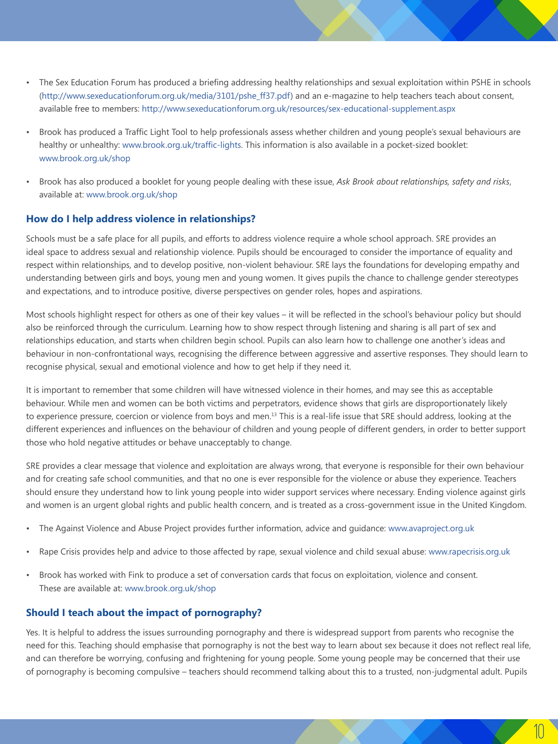- The Sex Education Forum has produced a briefing addressing healthy relationships and sexual exploitation within PSHE in schools (http://www.sexeducationforum.org.uk/media/3101/pshe_ff37.pdf) and an e-magazine to help teachers teach about consent, available free to members: http://www.sexeducationforum.org.uk/resources/sex-educational-supplement.aspx
- Brook has produced a Traffic Light Tool to help professionals assess whether children and young people's sexual behaviours are healthy or unhealthy: www.brook.org.uk/traffic-lights. This information is also available in a pocket-sized booklet: www.brook.org.uk/shop
- Brook has also produced a booklet for young people dealing with these issue, *Ask Brook about relationships, safety and risks*, available at: www.brook.org.uk/shop

### How do I help address violence in relationships?

Schools must be a safe place for all pupils, and efforts to address violence require a whole school approach. SRE provides an ideal space to address sexual and relationship violence. Pupils should be encouraged to consider the importance of equality and respect within relationships, and to develop positive, non-violent behaviour. SRE lays the foundations for developing empathy and understanding between girls and boys, young men and young women. It gives pupils the chance to challenge gender stereotypes and expectations, and to introduce positive, diverse perspectives on gender roles, hopes and aspirations.

Most schools highlight respect for others as one of their key values – it will be reflected in the school's behaviour policy but should also be reinforced through the curriculum. Learning how to show respect through listening and sharing is all part of sex and relationships education, and starts when children begin school. Pupils can also learn how to challenge one another's ideas and behaviour in non-confrontational ways, recognising the difference between aggressive and assertive responses. They should learn to recognise physical, sexual and emotional violence and how to get help if they need it.

It is important to remember that some children will have witnessed violence in their homes, and may see this as acceptable behaviour. While men and women can be both victims and perpetrators, evidence shows that girls are disproportionately likely to experience pressure, coercion or violence from boys and men.[13] This is a real-life issue that SRE should address, looking at the different experiences and influences on the behaviour of children and young people of different genders, in order to better support those who hold negative attitudes or behave unacceptably to change.

SRE provides a clear message that violence and exploitation are always wrong, that everyone is responsible for their own behaviour and for creating safe school communities, and that no one is ever responsible for the violence or abuse they experience. Teachers should ensure they understand how to link young people into wider support services where necessary. Ending violence against girls and women is an urgent global rights and public health concern, and is treated as a cross-government issue in the United Kingdom.

- The Against Violence and Abuse Project provides further information, advice and guidance: www.avaproject.org.uk
- Rape Crisis provides help and advice to those affected by rape, sexual violence and child sexual abuse: www.rapecrisis.org.uk
- Brook has worked with Fink to produce a set of conversation cards that focus on exploitation, violence and consent. These are available at: www.brook.org.uk/shop

### Should I teach about the impact of pornography?

Yes. It is helpful to address the issues surrounding pornography and there is widespread support from parents who recognise the need for this. Teaching should emphasise that pornography is not the best way to learn about sex because it does not reflect real life, and can therefore be worrying, confusing and frightening for young people. Some young people may be concerned that their use of pornography is becoming compulsive – teachers should recommend talking about this to a trusted, non-judgmental adult. Pupils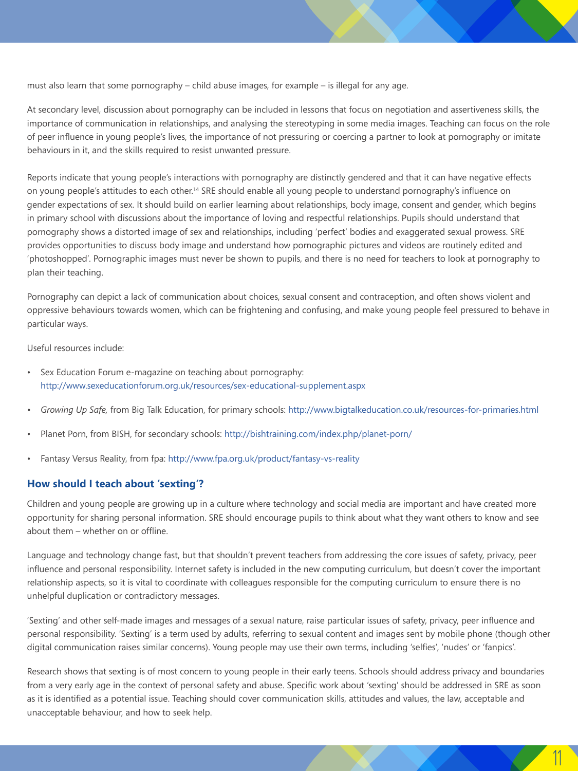must also learn that some pornography – child abuse images, for example – is illegal for any age.

At secondary level, discussion about pornography can be included in lessons that focus on negotiation and assertiveness skills, the importance of communication in relationships, and analysing the stereotyping in some media images. Teaching can focus on the role of peer influence in young people's lives, the importance of not pressuring or coercing a partner to look at pornography or imitate behaviours in it, and the skills required to resist unwanted pressure.

Reports indicate that young people's interactions with pornography are distinctly gendered and that it can have negative effects on young people's attitudes to each other.[14] SRE should enable all young people to understand pornography's influence on gender expectations of sex. It should build on earlier learning about relationships, body image, consent and gender, which begins in primary school with discussions about the importance of loving and respectful relationships. Pupils should understand that pornography shows a distorted image of sex and relationships, including 'perfect' bodies and exaggerated sexual prowess. SRE provides opportunities to discuss body image and understand how pornographic pictures and videos are routinely edited and 'photoshopped'. Pornographic images must never be shown to pupils, and there is no need for teachers to look at pornography to plan their teaching.

Pornography can depict a lack of communication about choices, sexual consent and contraception, and often shows violent and oppressive behaviours towards women, which can be frightening and confusing, and make young people feel pressured to behave in particular ways.

Useful resources include:

- Sex Education Forum e-magazine on teaching about pornography: http://www.sexeducationforum.org.uk/resources/sex-educational-supplement.aspx
- *Growing Up Safe,* from Big Talk Education, for primary schools: http://www.bigtalkeducation.co.uk/resources-for-primaries.html
- Planet Porn, from BISH, for secondary schools: http://bishtraining.com/index.php/planet-porn/
- Fantasy Versus Reality, from fpa: http://www.fpa.org.uk/product/fantasy-vs-reality

### How should I teach about 'sexting'?

Children and young people are growing up in a culture where technology and social media are important and have created more opportunity for sharing personal information. SRE should encourage pupils to think about what they want others to know and see about them – whether on or offline.

Language and technology change fast, but that shouldn't prevent teachers from addressing the core issues of safety, privacy, peer influence and personal responsibility. Internet safety is included in the new computing curriculum, but doesn't cover the important relationship aspects, so it is vital to coordinate with colleagues responsible for the computing curriculum to ensure there is no unhelpful duplication or contradictory messages.

'Sexting' and other self-made images and messages of a sexual nature, raise particular issues of safety, privacy, peer influence and personal responsibility. 'Sexting' is a term used by adults, referring to sexual content and images sent by mobile phone (though other digital communication raises similar concerns). Young people may use their own terms, including 'selfies', 'nudes' or 'fanpics'.

Research shows that sexting is of most concern to young people in their early teens. Schools should address privacy and boundaries from a very early age in the context of personal safety and abuse. Specific work about 'sexting' should be addressed in SRE as soon as it is identified as a potential issue. Teaching should cover communication skills, attitudes and values, the law, acceptable and unacceptable behaviour, and how to seek help.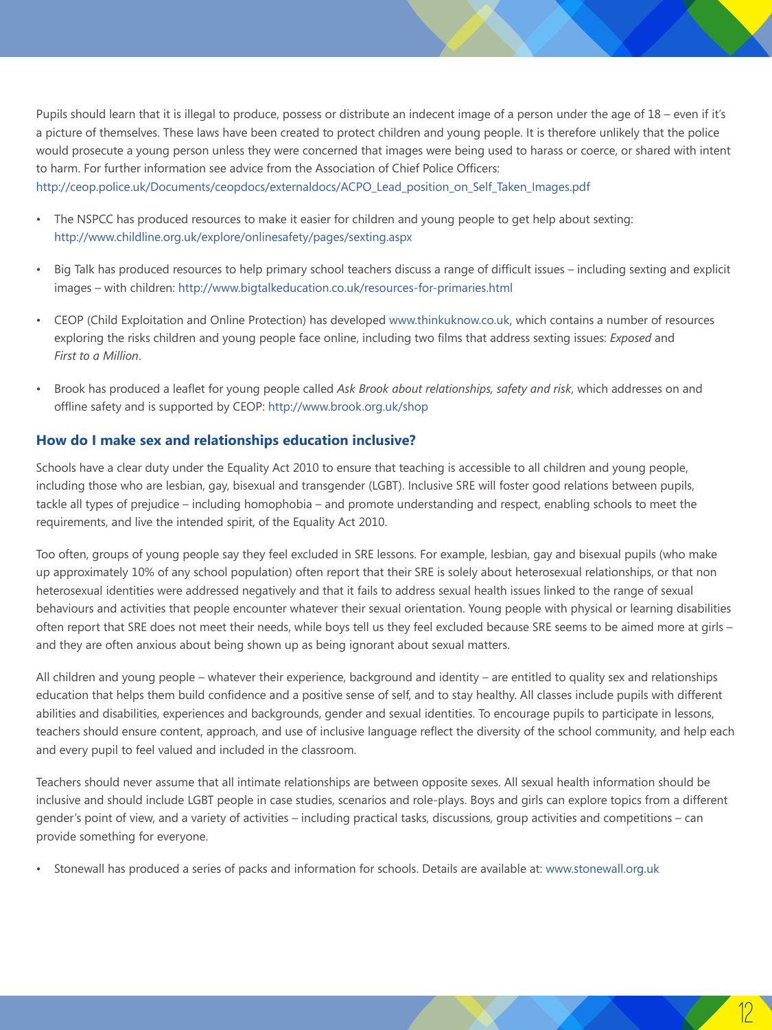Pupils should learn that it is illegal to produce, possess or distribute an indecent image of a person under the age of 18 – even if it's a picture of themselves. These laws have been created to protect children and young people. It is therefore unlikely that the police would prosecute a young person unless they were concerned that images were being used to harass or coerce, or shared with intent to harm. For further information see advice from the Association of Chief Police Officers: http://ceop.police.uk/Documents/ceopdocs/externaldocs/ACPO_Lead_position_on_Self_Taken_Images.pdf

- The NSPCC has produced resources to make it easier for children and young people to get help about sexting: http://www.childline.org.uk/explore/onlinesafety/pages/sexting.aspx
- Big Talk has produced resources to help primary school teachers discuss a range of difficult issues – including sexting and explicit images – with children: http://www.bigtalkeducation.co.uk/resources-for-primaries.html
- CEOP (Child Exploitation and Online Protection) has developed www.thinkuknow.co.uk, which contains a number of resources exploring the risks children and young people face online, including two films that address sexting issues: *Exposed* and *First to a Million*.
- Brook has produced a leaflet for young people called *Ask Brook about relationships, safety and risk*, which addresses on and offline safety and is supported by CEOP: http://www.brook.org.uk/shop

## How do I make sex and relationships education inclusive?

Schools have a clear duty under the Equality Act 2010 to ensure that teaching is accessible to all children and young people, including those who are lesbian, gay, bisexual and transgender (LGBT). Inclusive SRE will foster good relations between pupils, tackle all types of prejudice – including homophobia – and promote understanding and respect, enabling schools to meet the requirements, and live the intended spirit, of the Equality Act 2010.

Too often, groups of young people say they feel excluded in SRE lessons. For example, lesbian, gay and bisexual pupils (who make up approximately 10% of any school population) often report that their SRE is solely about heterosexual relationships, or that non heterosexual identities were addressed negatively and that it fails to address sexual health issues linked to the range of sexual behaviours and activities that people encounter whatever their sexual orientation. Young people with physical or learning disabilities often report that SRE does not meet their needs, while boys tell us they feel excluded because SRE seems to be aimed more at girls – and they are often anxious about being shown up as being ignorant about sexual matters.

All children and young people – whatever their experience, background and identity – are entitled to quality sex and relationships education that helps them build confidence and a positive sense of self, and to stay healthy. All classes include pupils with different abilities and disabilities, experiences and backgrounds, gender and sexual identities. To encourage pupils to participate in lessons, teachers should ensure content, approach, and use of inclusive language reflect the diversity of the school community, and help each and every pupil to feel valued and included in the classroom.

Teachers should never assume that all intimate relationships are between opposite sexes. All sexual health information should be inclusive and should include LGBT people in case studies, scenarios and role-plays. Boys and girls can explore topics from a different gender's point of view, and a variety of activities – including practical tasks, discussions, group activities and competitions – can provide something for everyone.

- Stonewall has produced a series of packs and information for schools. Details are available at: www.stonewall.org.uk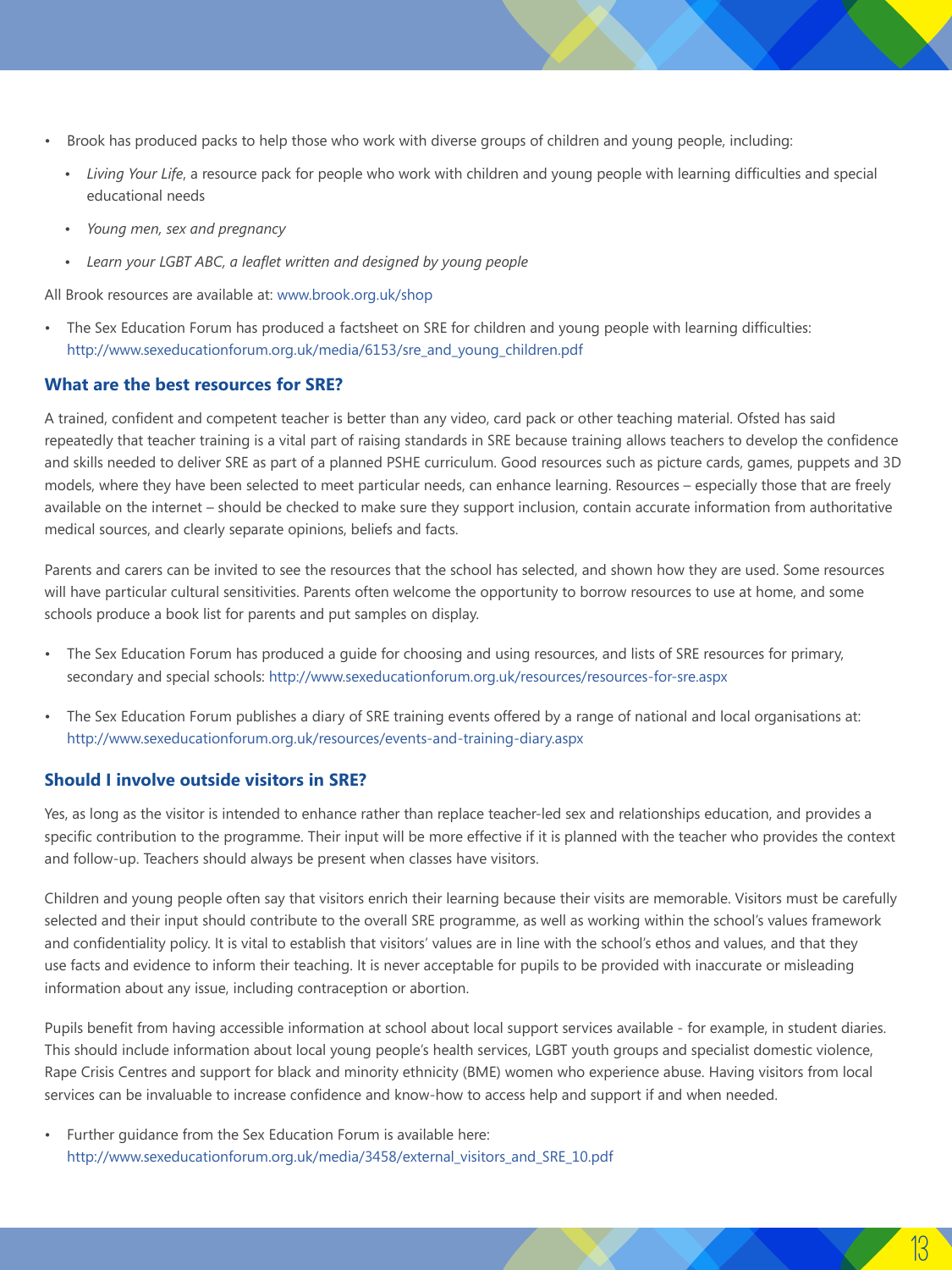- Brook has produced packs to help those who work with diverse groups of children and young people, including:
  - *Living Your Life*, a resource pack for people who work with children and young people with learning difficulties and special educational needs
  - *Young men, sex and pregnancy*
  - *Learn your LGBT ABC, a leaflet written and designed by young people*

All Brook resources are available at: www.brook.org.uk/shop

- The Sex Education Forum has produced a factsheet on SRE for children and young people with learning difficulties: http://www.sexeducationforum.org.uk/media/6153/sre_and_young_children.pdf

### What are the best resources for SRE?

A trained, confident and competent teacher is better than any video, card pack or other teaching material. Ofsted has said repeatedly that teacher training is a vital part of raising standards in SRE because training allows teachers to develop the confidence and skills needed to deliver SRE as part of a planned PSHE curriculum. Good resources such as picture cards, games, puppets and 3D models, where they have been selected to meet particular needs, can enhance learning. Resources – especially those that are freely available on the internet – should be checked to make sure they support inclusion, contain accurate information from authoritative medical sources, and clearly separate opinions, beliefs and facts.

Parents and carers can be invited to see the resources that the school has selected, and shown how they are used. Some resources will have particular cultural sensitivities. Parents often welcome the opportunity to borrow resources to use at home, and some schools produce a book list for parents and put samples on display.

- The Sex Education Forum has produced a guide for choosing and using resources, and lists of SRE resources for primary, secondary and special schools: http://www.sexeducationforum.org.uk/resources/resources-for-sre.aspx
- The Sex Education Forum publishes a diary of SRE training events offered by a range of national and local organisations at: http://www.sexeducationforum.org.uk/resources/events-and-training-diary.aspx

### Should I involve outside visitors in SRE?

Yes, as long as the visitor is intended to enhance rather than replace teacher-led sex and relationships education, and provides a specific contribution to the programme. Their input will be more effective if it is planned with the teacher who provides the context and follow-up. Teachers should always be present when classes have visitors.

Children and young people often say that visitors enrich their learning because their visits are memorable. Visitors must be carefully selected and their input should contribute to the overall SRE programme, as well as working within the school's values framework and confidentiality policy. It is vital to establish that visitors' values are in line with the school's ethos and values, and that they use facts and evidence to inform their teaching. It is never acceptable for pupils to be provided with inaccurate or misleading information about any issue, including contraception or abortion.

Pupils benefit from having accessible information at school about local support services available - for example, in student diaries. This should include information about local young people's health services, LGBT youth groups and specialist domestic violence, Rape Crisis Centres and support for black and minority ethnicity (BME) women who experience abuse. Having visitors from local services can be invaluable to increase confidence and know-how to access help and support if and when needed.

- Further guidance from the Sex Education Forum is available here: http://www.sexeducationforum.org.uk/media/3458/external_visitors_and_SRE_10.pdf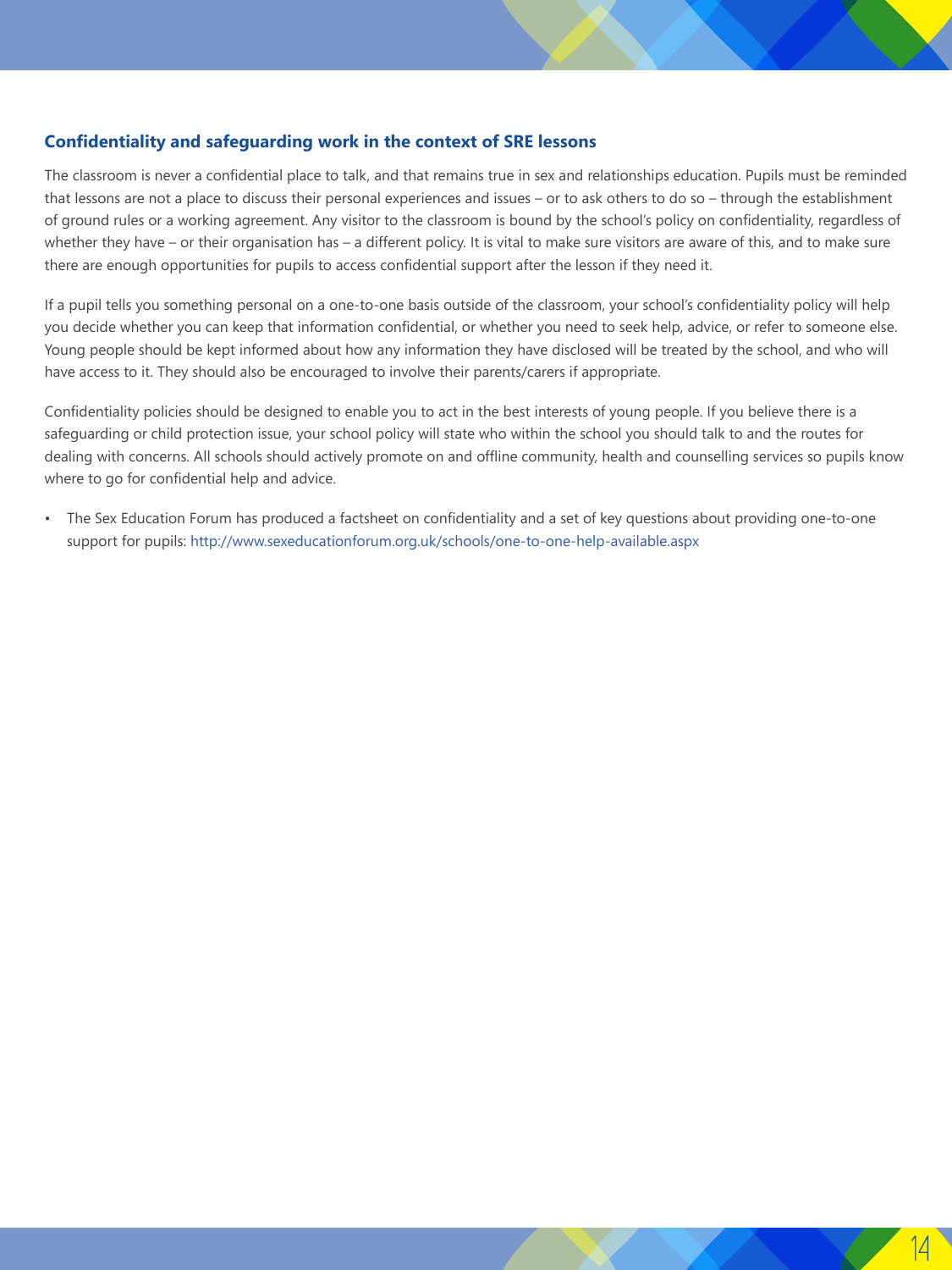### Confidentiality and safeguarding work in the context of SRE lessons

The classroom is never a confidential place to talk, and that remains true in sex and relationships education. Pupils must be reminded that lessons are not a place to discuss their personal experiences and issues – or to ask others to do so – through the establishment of ground rules or a working agreement. Any visitor to the classroom is bound by the school's policy on confidentiality, regardless of whether they have – or their organisation has – a different policy. It is vital to make sure visitors are aware of this, and to make sure there are enough opportunities for pupils to access confidential support after the lesson if they need it.

If a pupil tells you something personal on a one-to-one basis outside of the classroom, your school's confidentiality policy will help you decide whether you can keep that information confidential, or whether you need to seek help, advice, or refer to someone else. Young people should be kept informed about how any information they have disclosed will be treated by the school, and who will have access to it. They should also be encouraged to involve their parents/carers if appropriate.

Confidentiality policies should be designed to enable you to act in the best interests of young people. If you believe there is a safeguarding or child protection issue, your school policy will state who within the school you should talk to and the routes for dealing with concerns. All schools should actively promote on and offline community, health and counselling services so pupils know where to go for confidential help and advice.

- The Sex Education Forum has produced a factsheet on confidentiality and a set of key questions about providing one-to-one support for pupils: http://www.sexeducationforum.org.uk/schools/one-to-one-help-available.aspx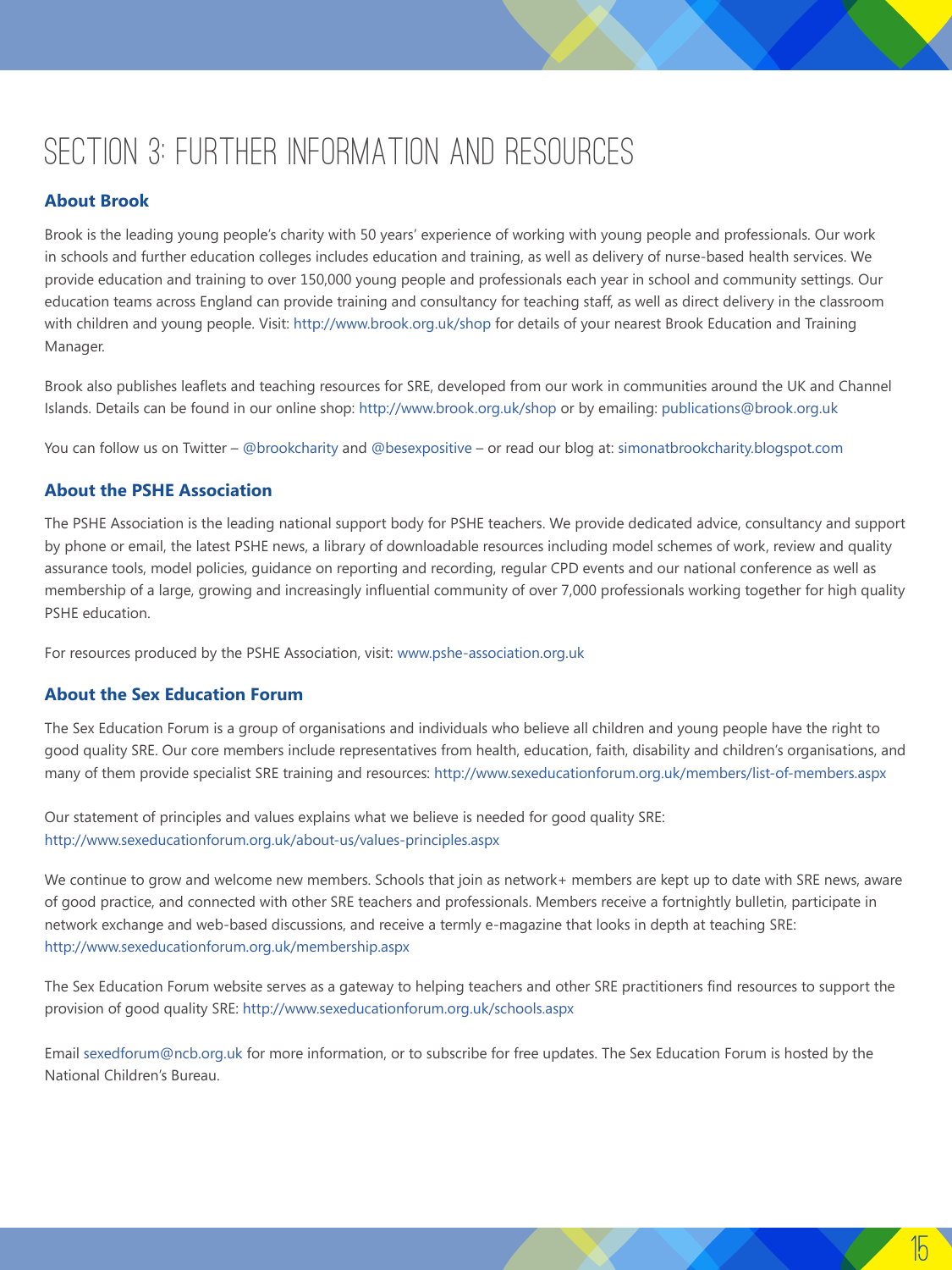# SECTION 3: FURTHER INFORMATION AND RESOURCES

## About Brook

Brook is the leading young people's charity with 50 years' experience of working with young people and professionals. Our work in schools and further education colleges includes education and training, as well as delivery of nurse-based health services. We provide education and training to over 150,000 young people and professionals each year in school and community settings. Our education teams across England can provide training and consultancy for teaching staff, as well as direct delivery in the classroom with children and young people. Visit: http://www.brook.org.uk/shop for details of your nearest Brook Education and Training Manager.

Brook also publishes leaflets and teaching resources for SRE, developed from our work in communities around the UK and Channel Islands. Details can be found in our online shop: http://www.brook.org.uk/shop or by emailing: publications@brook.org.uk

You can follow us on Twitter – @brookcharity and @besexpositive – or read our blog at: simonatbrookcharity.blogspot.com

## About the PSHE Association

The PSHE Association is the leading national support body for PSHE teachers. We provide dedicated advice, consultancy and support by phone or email, the latest PSHE news, a library of downloadable resources including model schemes of work, review and quality assurance tools, model policies, guidance on reporting and recording, regular CPD events and our national conference as well as membership of a large, growing and increasingly influential community of over 7,000 professionals working together for high quality PSHE education.

For resources produced by the PSHE Association, visit: www.pshe-association.org.uk

## About the Sex Education Forum

The Sex Education Forum is a group of organisations and individuals who believe all children and young people have the right to good quality SRE. Our core members include representatives from health, education, faith, disability and children's organisations, and many of them provide specialist SRE training and resources: http://www.sexeducationforum.org.uk/members/list-of-members.aspx

Our statement of principles and values explains what we believe is needed for good quality SRE: http://www.sexeducationforum.org.uk/about-us/values-principles.aspx

We continue to grow and welcome new members. Schools that join as network+ members are kept up to date with SRE news, aware of good practice, and connected with other SRE teachers and professionals. Members receive a fortnightly bulletin, participate in network exchange and web-based discussions, and receive a termly e-magazine that looks in depth at teaching SRE: http://www.sexeducationforum.org.uk/membership.aspx

The Sex Education Forum website serves as a gateway to helping teachers and other SRE practitioners find resources to support the provision of good quality SRE: http://www.sexeducationforum.org.uk/schools.aspx

Email sexedforum@ncb.org.uk for more information, or to subscribe for free updates. The Sex Education Forum is hosted by the National Children's Bureau.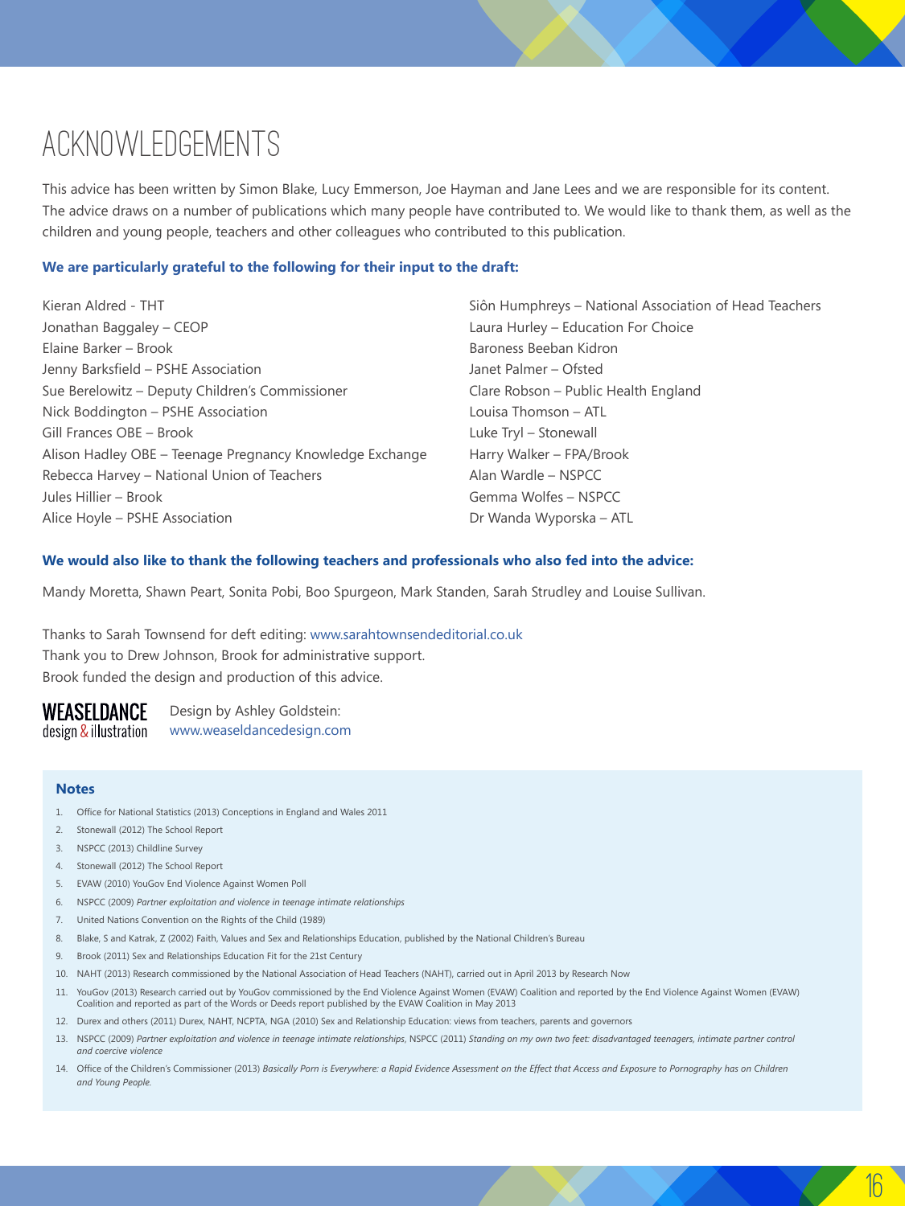# ACKNOWLEDGEMENTS

This advice has been written by Simon Blake, Lucy Emmerson, Joe Hayman and Jane Lees and we are responsible for its content. The advice draws on a number of publications which many people have contributed to. We would like to thank them, as well as the children and young people, teachers and other colleagues who contributed to this publication.

**We are particularly grateful to the following for their input to the draft:**

Kieran Aldred - THT
Jonathan Baggaley – CEOP
Elaine Barker – Brook
Jenny Barksfield – PSHE Association
Sue Berelowitz – Deputy Children's Commissioner
Nick Boddington – PSHE Association
Gill Frances OBE – Brook
Alison Hadley OBE – Teenage Pregnancy Knowledge Exchange
Rebecca Harvey – National Union of Teachers
Jules Hillier – Brook
Alice Hoyle – PSHE Association
Siôn Humphreys – National Association of Head Teachers
Laura Hurley – Education For Choice
Baroness Beeban Kidron
Janet Palmer – Ofsted
Clare Robson – Public Health England
Louisa Thomson – ATL
Luke Tryl – Stonewall
Harry Walker – FPA/Brook
Alan Wardle – NSPCC
Gemma Wolfes – NSPCC
Dr Wanda Wyporska – ATL

**We would also like to thank the following teachers and professionals who also fed into the advice:**

Mandy Moretta, Shawn Peart, Sonita Pobi, Boo Spurgeon, Mark Standen, Sarah Strudley and Louise Sullivan.

Thanks to Sarah Townsend for deft editing: www.sarahtownsendeditorial.co.uk
Thank you to Drew Johnson, Brook for administrative support.
Brook funded the design and production of this advice.

WEASELDANCE design & illustration

Design by Ashley Goldstein:
www.weaseldancedesign.com

### Notes

1. Office for National Statistics (2013) Conceptions in England and Wales 2011
2. Stonewall (2012) The School Report
3. NSPCC (2013) Childline Survey
4. Stonewall (2012) The School Report
5. EVAW (2010) YouGov End Violence Against Women Poll
6. NSPCC (2009) *Partner exploitation and violence in teenage intimate relationships*
7. United Nations Convention on the Rights of the Child (1989)
8. Blake, S and Katrak, Z (2002) Faith, Values and Sex and Relationships Education, published by the National Children's Bureau
9. Brook (2011) Sex and Relationships Education Fit for the 21st Century
10. NAHT (2013) Research commissioned by the National Association of Head Teachers (NAHT), carried out in April 2013 by Research Now
11. YouGov (2013) Research carried out by YouGov commissioned by the End Violence Against Women (EVAW) Coalition and reported by the End Violence Against Women (EVAW) Coalition and reported as part of the Words or Deeds report published by the EVAW Coalition in May 2013
12. Durex and others (2011) Durex, NAHT, NCPTA, NGA (2010) Sex and Relationship Education: views from teachers, parents and governors
13. NSPCC (2009) *Partner exploitation and violence in teenage intimate relationships*, NSPCC (2011) *Standing on my own two feet: disadvantaged teenagers, intimate partner control and coercive violence*
14. Office of the Children's Commissioner (2013) *Basically Porn is Everywhere: a Rapid Evidence Assessment on the Effect that Access and Exposure to Pornography has on Children and Young People.*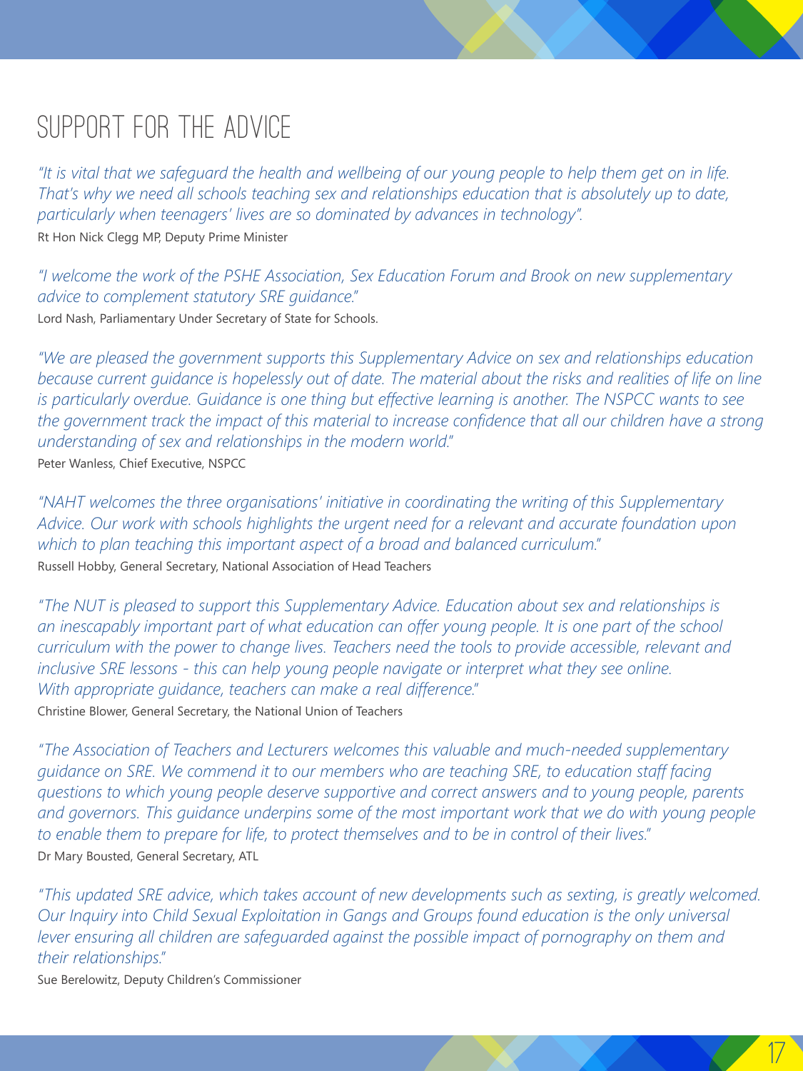## SUPPORT FOR THE ADVICE

*"It is vital that we safeguard the health and wellbeing of our young people to help them get on in life. That's why we need all schools teaching sex and relationships education that is absolutely up to date, particularly when teenagers' lives are so dominated by advances in technology".*

Rt Hon Nick Clegg MP, Deputy Prime Minister

*"I welcome the work of the PSHE Association, Sex Education Forum and Brook on new supplementary advice to complement statutory SRE guidance."*

Lord Nash, Parliamentary Under Secretary of State for Schools.

*"We are pleased the government supports this Supplementary Advice on sex and relationships education because current guidance is hopelessly out of date. The material about the risks and realities of life on line is particularly overdue. Guidance is one thing but effective learning is another. The NSPCC wants to see the government track the impact of this material to increase confidence that all our children have a strong understanding of sex and relationships in the modern world."*

Peter Wanless, Chief Executive, NSPCC

*"NAHT welcomes the three organisations' initiative in coordinating the writing of this Supplementary Advice. Our work with schools highlights the urgent need for a relevant and accurate foundation upon which to plan teaching this important aspect of a broad and balanced curriculum."*

Russell Hobby, General Secretary, National Association of Head Teachers

*"The NUT is pleased to support this Supplementary Advice. Education about sex and relationships is an inescapably important part of what education can offer young people. It is one part of the school curriculum with the power to change lives. Teachers need the tools to provide accessible, relevant and inclusive SRE lessons - this can help young people navigate or interpret what they see online. With appropriate guidance, teachers can make a real difference."*

Christine Blower, General Secretary, the National Union of Teachers

*"The Association of Teachers and Lecturers welcomes this valuable and much-needed supplementary guidance on SRE. We commend it to our members who are teaching SRE, to education staff facing questions to which young people deserve supportive and correct answers and to young people, parents and governors. This guidance underpins some of the most important work that we do with young people to enable them to prepare for life, to protect themselves and to be in control of their lives."*

Dr Mary Bousted, General Secretary, ATL

*"This updated SRE advice, which takes account of new developments such as sexting, is greatly welcomed. Our Inquiry into Child Sexual Exploitation in Gangs and Groups found education is the only universal lever ensuring all children are safeguarded against the possible impact of pornography on them and their relationships."*

Sue Berelowitz, Deputy Children's Commissioner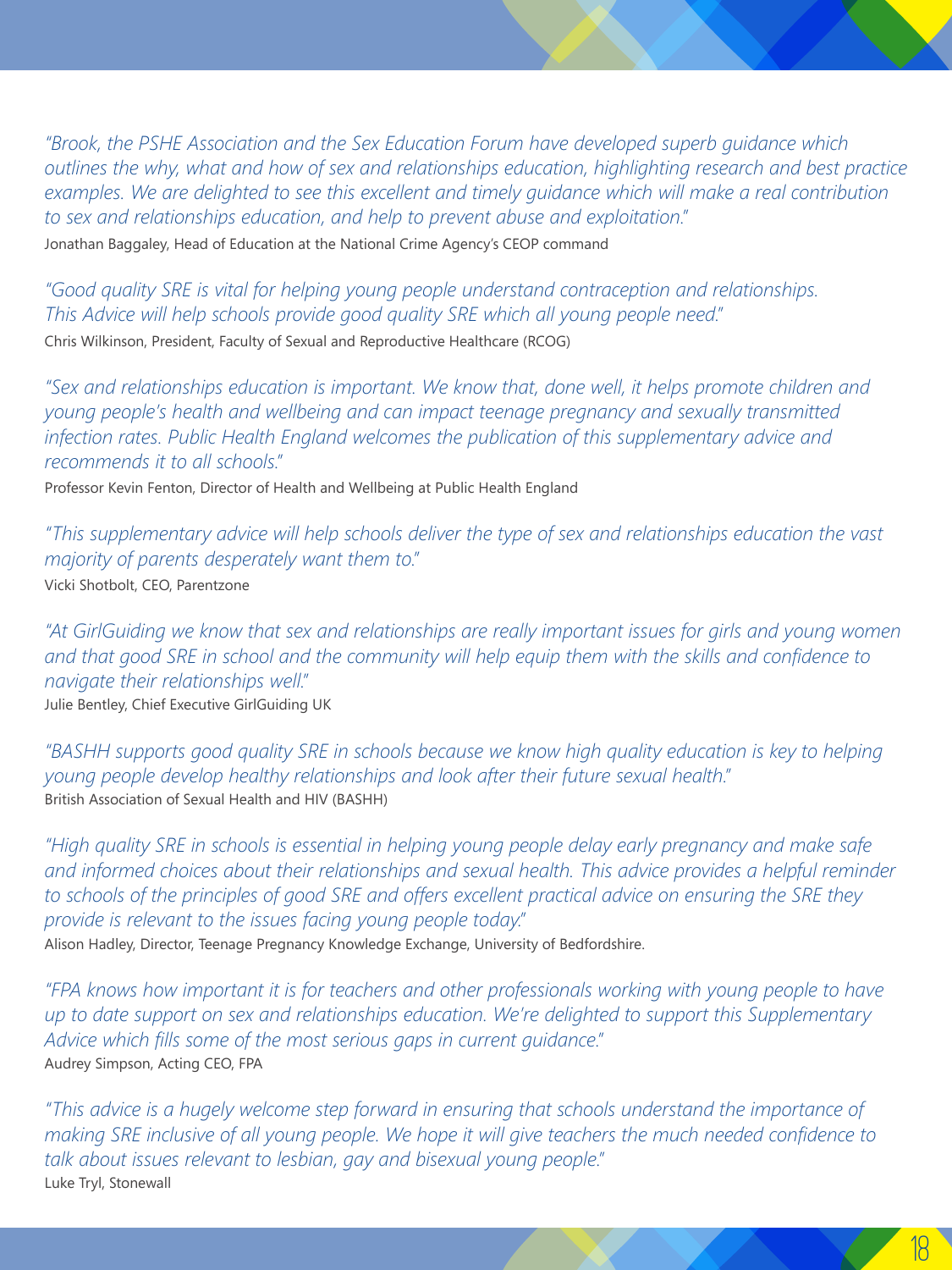*"Brook, the PSHE Association and the Sex Education Forum have developed superb guidance which outlines the why, what and how of sex and relationships education, highlighting research and best practice examples. We are delighted to see this excellent and timely guidance which will make a real contribution to sex and relationships education, and help to prevent abuse and exploitation."*

Jonathan Baggaley, Head of Education at the National Crime Agency's CEOP command

*"Good quality SRE is vital for helping young people understand contraception and relationships. This Advice will help schools provide good quality SRE which all young people need."*

Chris Wilkinson, President, Faculty of Sexual and Reproductive Healthcare (RCOG)

*"Sex and relationships education is important. We know that, done well, it helps promote children and young people's health and wellbeing and can impact teenage pregnancy and sexually transmitted infection rates. Public Health England welcomes the publication of this supplementary advice and recommends it to all schools."*

Professor Kevin Fenton, Director of Health and Wellbeing at Public Health England

*"This supplementary advice will help schools deliver the type of sex and relationships education the vast majority of parents desperately want them to."*

Vicki Shotbolt, CEO, Parentzone

*"At GirlGuiding we know that sex and relationships are really important issues for girls and young women and that good SRE in school and the community will help equip them with the skills and confidence to navigate their relationships well."*

Julie Bentley, Chief Executive GirlGuiding UK

*"BASHH supports good quality SRE in schools because we know high quality education is key to helping young people develop healthy relationships and look after their future sexual health."*

British Association of Sexual Health and HIV (BASHH)

*"High quality SRE in schools is essential in helping young people delay early pregnancy and make safe and informed choices about their relationships and sexual health. This advice provides a helpful reminder to schools of the principles of good SRE and offers excellent practical advice on ensuring the SRE they provide is relevant to the issues facing young people today."*

Alison Hadley, Director, Teenage Pregnancy Knowledge Exchange, University of Bedfordshire.

*"FPA knows how important it is for teachers and other professionals working with young people to have up to date support on sex and relationships education. We're delighted to support this Supplementary Advice which fills some of the most serious gaps in current guidance."*

Audrey Simpson, Acting CEO, FPA

*"This advice is a hugely welcome step forward in ensuring that schools understand the importance of making SRE inclusive of all young people. We hope it will give teachers the much needed confidence to talk about issues relevant to lesbian, gay and bisexual young people."*

Luke Tryl, Stonewall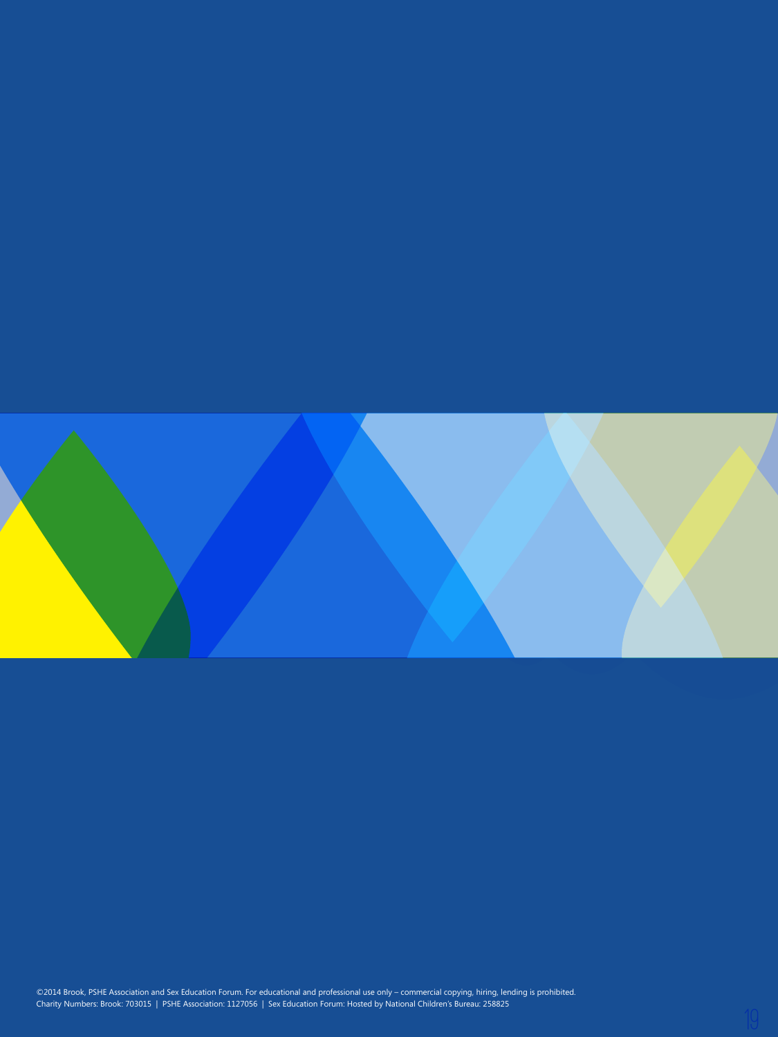©2014 Brook, PSHE Association and Sex Education Forum. For educational and professional use only – commercial copying, hiring, lending is prohibited.
Charity Numbers: Brook: 703015 | PSHE Association: 1127056 | Sex Education Forum: Hosted by National Children's Bureau: 258825